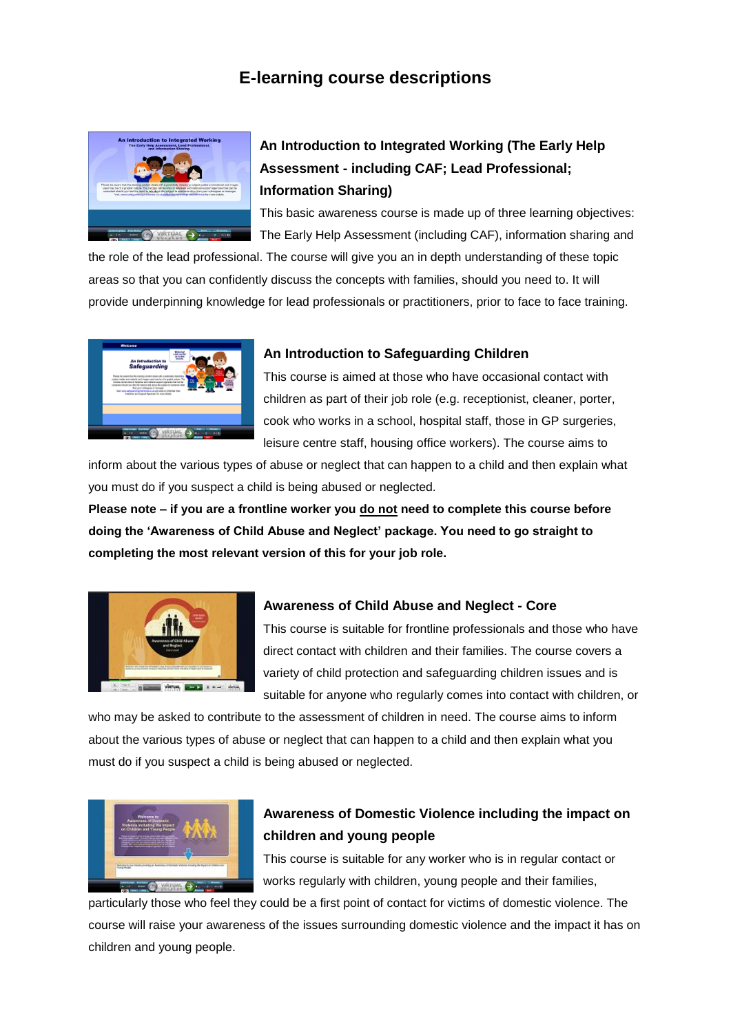# E-learning course descriptions

## An Introduction to Integrated Working (The Early Help Assessment - including CAF; Lead Professional; Information Sharing)

This basic awareness course is made up of three learning objectives: The Early Help Assessment (including CAF), information sharing and the role of the lead professional. The course will give you an in depth understanding of these topic areas so that you can confidently discuss the concepts with families, should you need to. It will provide underpinning knowledge for lead professionals or practitioners, prior to face to face training.

## An Introduction to Safeguarding Children

This course is aimed at those who have occasional contact with children as part of their job role (e.g. receptionist, cleaner, porter, cook who works in a school, hospital staff, those in GP surgeries, leisure centre staff, housing office workers). The course aims to inform about the various types of abuse or neglect that can happen to a child and then explain what you must do if you suspect a child is being abused or neglected.

**Please note – if you are a frontline worker you do not need to complete this course before doing the 'Awareness of Child Abuse and Neglect' package. You need to go straight to completing the most relevant version of this for your job role.**

## Awareness of Child Abuse and Neglect - Core

This course is suitable for frontline professionals and those who have direct contact with children and their families. The course covers a variety of child protection and safeguarding children issues and is suitable for anyone who regularly comes into contact with children, or who may be asked to contribute to the assessment of children in need. The course aims to inform about the various types of abuse or neglect that can happen to a child and then explain what you must do if you suspect a child is being abused or neglected.

## Awareness of Domestic Violence including the impact on children and young people

This course is suitable for any worker who is in regular contact or works regularly with children, young people and their families, particularly those who feel they could be a first point of contact for victims of domestic violence. The course will raise your awareness of the issues surrounding domestic violence and the impact it has on children and young people.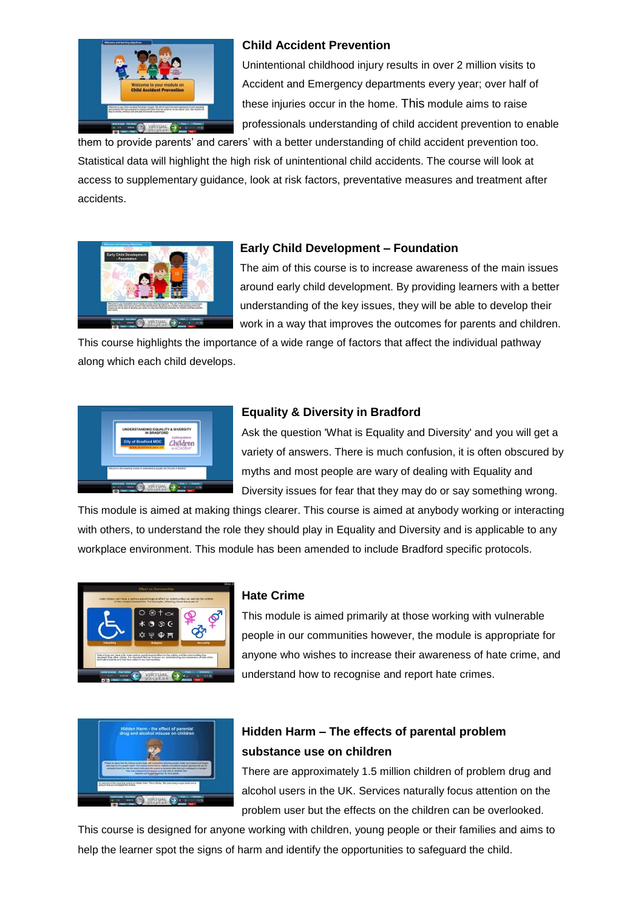### Child Accident Prevention

Unintentional childhood injury results in over 2 million visits to Accident and Emergency departments every year; over half of these injuries occur in the home. This module aims to raise professionals understanding of child accident prevention to enable them to provide parents' and carers' with a better understanding of child accident prevention too. Statistical data will highlight the high risk of unintentional child accidents. The course will look at access to supplementary guidance, look at risk factors, preventative measures and treatment after accidents.

### Early Child Development – Foundation

The aim of this course is to increase awareness of the main issues around early child development. By providing learners with a better understanding of the key issues, they will be able to develop their work in a way that improves the outcomes for parents and children. This course highlights the importance of a wide range of factors that affect the individual pathway along which each child develops.

### Equality & Diversity in Bradford

Ask the question 'What is Equality and Diversity' and you will get a variety of answers. There is much confusion, it is often obscured by myths and most people are wary of dealing with Equality and Diversity issues for fear that they may do or say something wrong. This module is aimed at making things clearer. This course is aimed at anybody working or interacting with others, to understand the role they should play in Equality and Diversity and is applicable to any workplace environment. This module has been amended to include Bradford specific protocols.

### Hate Crime

This module is aimed primarily at those working with vulnerable people in our communities however, the module is appropriate for anyone who wishes to increase their awareness of hate crime, and understand how to recognise and report hate crimes.

### Hidden Harm – The effects of parental problem substance use on children

There are approximately 1.5 million children of problem drug and alcohol users in the UK. Services naturally focus attention on the problem user but the effects on the children can be overlooked. This course is designed for anyone working with children, young people or their families and aims to help the learner spot the signs of harm and identify the opportunities to safeguard the child.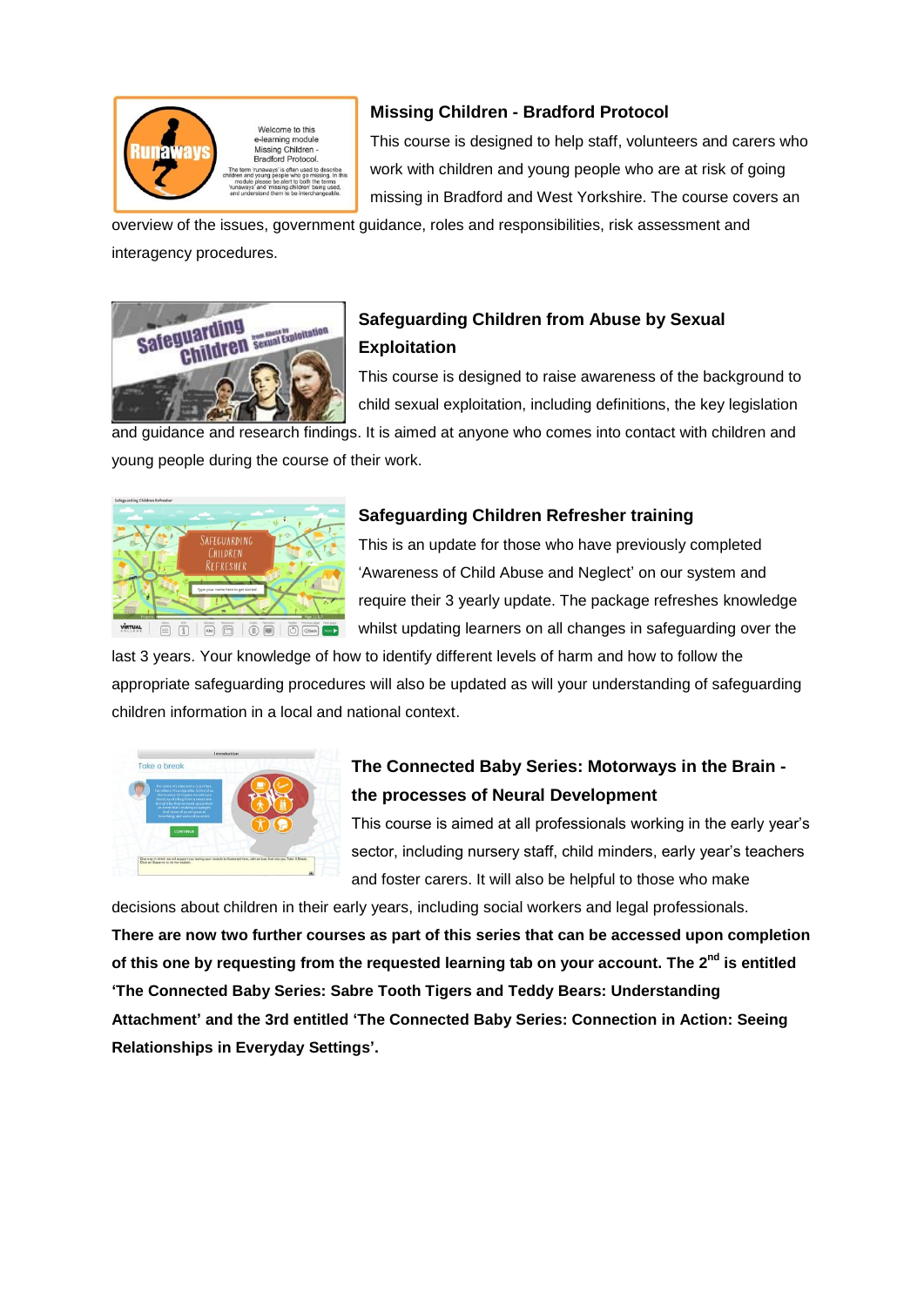### Missing Children - Bradford Protocol

This course is designed to help staff, volunteers and carers who work with children and young people who are at risk of going missing in Bradford and West Yorkshire. The course covers an overview of the issues, government guidance, roles and responsibilities, risk assessment and interagency procedures.

### Safeguarding Children from Abuse by Sexual Exploitation

This course is designed to raise awareness of the background to child sexual exploitation, including definitions, the key legislation and guidance and research findings. It is aimed at anyone who comes into contact with children and young people during the course of their work.

### Safeguarding Children Refresher training

This is an update for those who have previously completed 'Awareness of Child Abuse and Neglect' on our system and require their 3 yearly update. The package refreshes knowledge whilst updating learners on all changes in safeguarding over the last 3 years. Your knowledge of how to identify different levels of harm and how to follow the appropriate safeguarding procedures will also be updated as will your understanding of safeguarding children information in a local and national context.

### The Connected Baby Series: Motorways in the Brain - the processes of Neural Development

This course is aimed at all professionals working in the early year's sector, including nursery staff, child minders, early year's teachers and foster carers. It will also be helpful to those who make decisions about children in their early years, including social workers and legal professionals.

**There are now two further courses as part of this series that can be accessed upon completion of this one by requesting from the requested learning tab on your account. The 2nd is entitled 'The Connected Baby Series: Sabre Tooth Tigers and Teddy Bears: Understanding Attachment' and the 3rd entitled 'The Connected Baby Series: Connection in Action: Seeing Relationships in Everyday Settings'.**